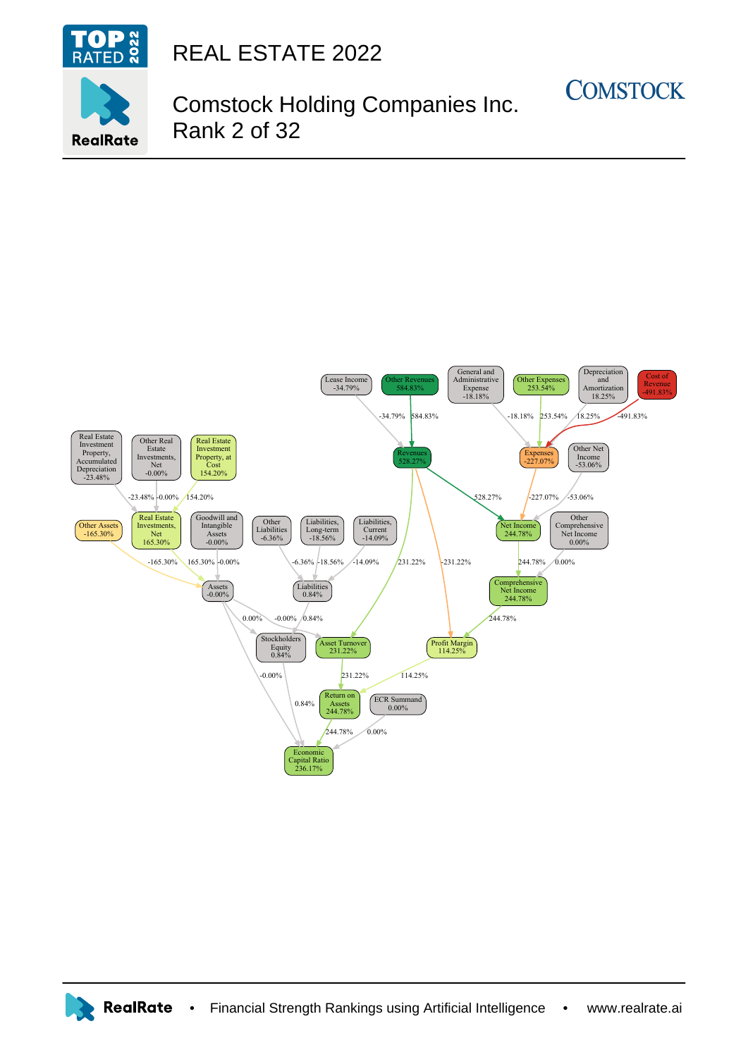# REAL ESTATE 2022

## Comstock Holding Companies Inc.
## Rank 2 of 32

Lease Income -34.79%

Other Revenues 584.83%

General and Administrative Expense -18.18%

Other Expenses 253.54%

Depreciation and Amortization 18.25%

Cost of Revenue -491.83%

Revenues 528.27%

Expenses -227.07%

Other Net Income -53.06%

Real Estate Investment Property, Accumulated Depreciation -23.48%

Other Real Estate Investments, Net -0.00%

Real Estate Investment Property, at Cost 154.20%

Net Income 244.78%

Other Comprehensive Net Income 0.00%

Other Assets -165.30%

Real Estate Investments, Net 165.30%

Goodwill and Intangible Assets -0.00%

Other Liabilities -6.36%

Liabilities, Long-term -18.56%

Liabilities, Current -14.09%

Comprehensive Net Income 244.78%

Assets -0.00%

Liabilities 0.84%

Stockholders Equity 0.84%

Asset Turnover 231.22%

Profit Margin 114.25%

Return on Assets 244.78%

ECR Summand 0.00%

Economic Capital Ratio 236.17%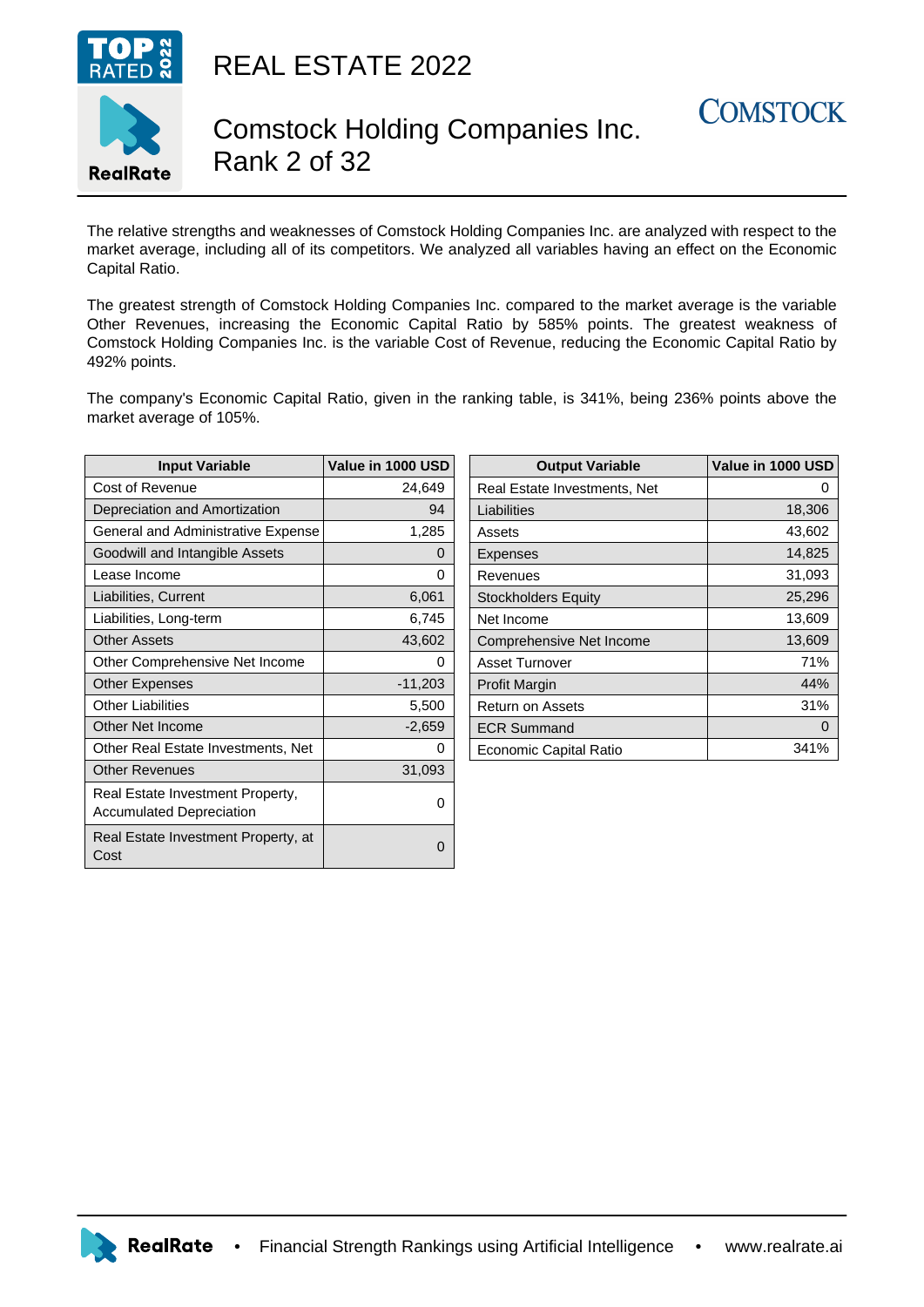# REAL ESTATE 2022

## Comstock Holding Companies Inc.
## Rank 2 of 32

The relative strengths and weaknesses of Comstock Holding Companies Inc. are analyzed with respect to the market average, including all of its competitors. We analyzed all variables having an effect on the Economic Capital Ratio.

The greatest strength of Comstock Holding Companies Inc. compared to the market average is the variable Other Revenues, increasing the Economic Capital Ratio by 585% points. The greatest weakness of Comstock Holding Companies Inc. is the variable Cost of Revenue, reducing the Economic Capital Ratio by 492% points.

The company's Economic Capital Ratio, given in the ranking table, is 341%, being 236% points above the market average of 105%.

| Input Variable | Value in 1000 USD |
|---|---|
| Cost of Revenue | 24,649 |
| Depreciation and Amortization | 94 |
| General and Administrative Expense | 1,285 |
| Goodwill and Intangible Assets | 0 |
| Lease Income | 0 |
| Liabilities, Current | 6,061 |
| Liabilities, Long-term | 6,745 |
| Other Assets | 43,602 |
| Other Comprehensive Net Income | 0 |
| Other Expenses | -11,203 |
| Other Liabilities | 5,500 |
| Other Net Income | -2,659 |
| Other Real Estate Investments, Net | 0 |
| Other Revenues | 31,093 |
| Real Estate Investment Property, Accumulated Depreciation | 0 |
| Real Estate Investment Property, at Cost | 0 |

| Output Variable | Value in 1000 USD |
|---|---|
| Real Estate Investments, Net | 0 |
| Liabilities | 18,306 |
| Assets | 43,602 |
| Expenses | 14,825 |
| Revenues | 31,093 |
| Stockholders Equity | 25,296 |
| Net Income | 13,609 |
| Comprehensive Net Income | 13,609 |
| Asset Turnover | 71% |
| Profit Margin | 44% |
| Return on Assets | 31% |
| ECR Summand | 0 |
| Economic Capital Ratio | 341% |